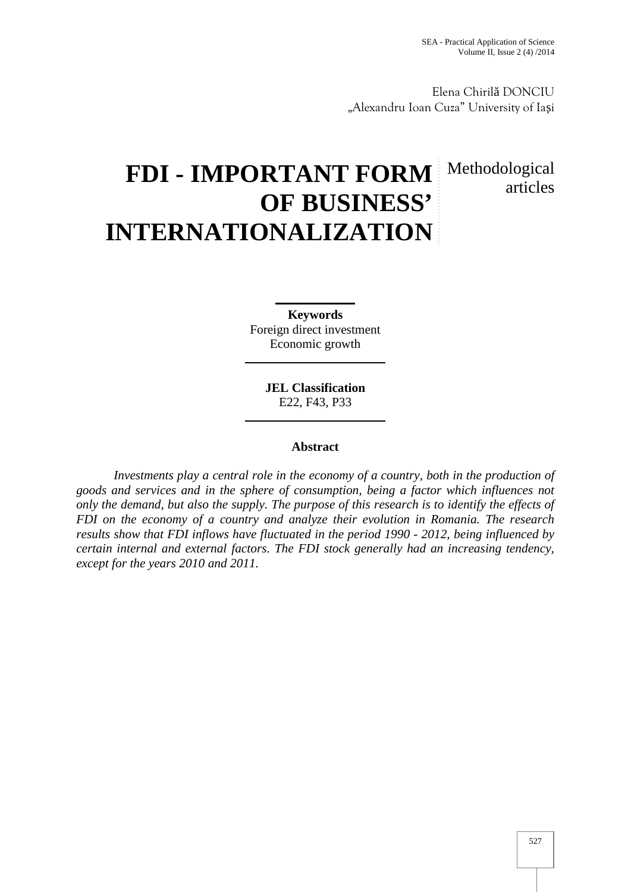Elena Chirilă DONCIU
„Alexandru Ioan Cuza" University of Iași

# FDI - IMPORTANT FORM OF BUSINESS' INTERNATIONALIZATION

Methodological articles

**Keywords**
Foreign direct investment
Economic growth

**JEL Classification**
E22, F43, P33

## Abstract

*Investments play a central role in the economy of a country, both in the production of goods and services and in the sphere of consumption, being a factor which influences not only the demand, but also the supply. The purpose of this research is to identify the effects of FDI on the economy of a country and analyze their evolution in Romania. The research results show that FDI inflows have fluctuated in the period 1990 - 2012, being influenced by certain internal and external factors. The FDI stock generally had an increasing tendency, except for the years 2010 and 2011.*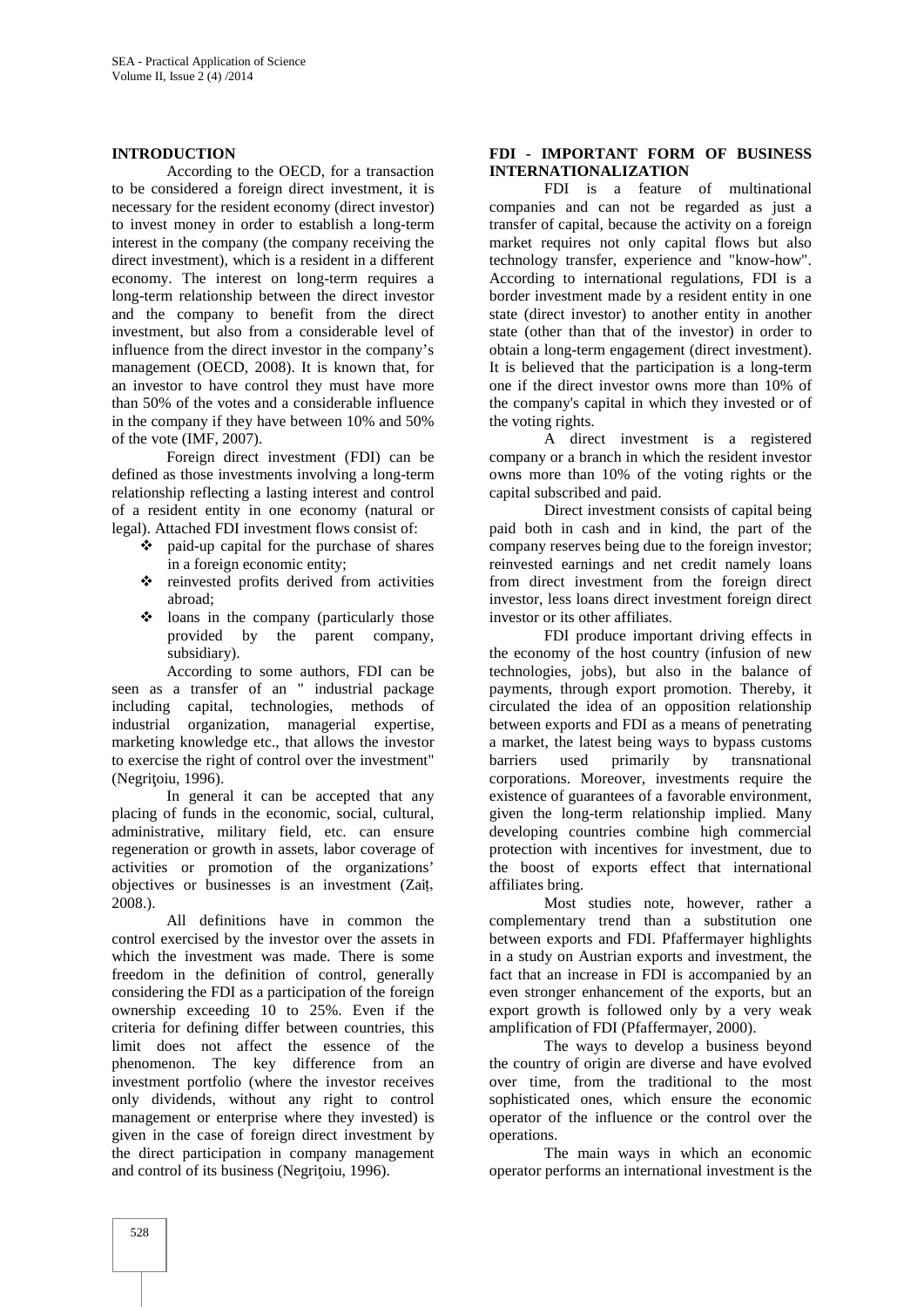## INTRODUCTION

According to the OECD, for a transaction to be considered a foreign direct investment, it is necessary for the resident economy (direct investor) to invest money in order to establish a long-term interest in the company (the company receiving the direct investment), which is a resident in a different economy. The interest on long-term requires a long-term relationship between the direct investor and the company to benefit from the direct investment, but also from a considerable level of influence from the direct investor in the company's management (OECD, 2008). It is known that, for an investor to have control they must have more than 50% of the votes and a considerable influence in the company if they have between 10% and 50% of the vote (IMF, 2007).

Foreign direct investment (FDI) can be defined as those investments involving a long-term relationship reflecting a lasting interest and control of a resident entity in one economy (natural or legal). Attached FDI investment flows consist of:

- paid-up capital for the purchase of shares in a foreign economic entity;
- reinvested profits derived from activities abroad;
- loans in the company (particularly those provided by the parent company, subsidiary).

According to some authors, FDI can be seen as a transfer of an " industrial package including capital, technologies, methods of industrial organization, managerial expertise, marketing knowledge etc., that allows the investor to exercise the right of control over the investment" (Negriţoiu, 1996).

In general it can be accepted that any placing of funds in the economic, social, cultural, administrative, military field, etc. can ensure regeneration or growth in assets, labor coverage of activities or promotion of the organizations' objectives or businesses is an investment (Zaiț, 2008.).

All definitions have in common the control exercised by the investor over the assets in which the investment was made. There is some freedom in the definition of control, generally considering the FDI as a participation of the foreign ownership exceeding 10 to 25%. Even if the criteria for defining differ between countries, this limit does not affect the essence of the phenomenon. The key difference from an investment portfolio (where the investor receives only dividends, without any right to control management or enterprise where they invested) is given in the case of foreign direct investment by the direct participation in company management and control of its business (Negriţoiu, 1996).

## FDI - IMPORTANT FORM OF BUSINESS INTERNATIONALIZATION

FDI is a feature of multinational companies and can not be regarded as just a transfer of capital, because the activity on a foreign market requires not only capital flows but also technology transfer, experience and "know-how". According to international regulations, FDI is a border investment made by a resident entity in one state (direct investor) to another entity in another state (other than that of the investor) in order to obtain a long-term engagement (direct investment). It is believed that the participation is a long-term one if the direct investor owns more than 10% of the company's capital in which they invested or of the voting rights.

A direct investment is a registered company or a branch in which the resident investor owns more than 10% of the voting rights or the capital subscribed and paid.

Direct investment consists of capital being paid both in cash and in kind, the part of the company reserves being due to the foreign investor; reinvested earnings and net credit namely loans from direct investment from the foreign direct investor, less loans direct investment foreign direct investor or its other affiliates.

FDI produce important driving effects in the economy of the host country (infusion of new technologies, jobs), but also in the balance of payments, through export promotion. Thereby, it circulated the idea of an opposition relationship between exports and FDI as a means of penetrating a market, the latest being ways to bypass customs barriers used primarily by transnational corporations. Moreover, investments require the existence of guarantees of a favorable environment, given the long-term relationship implied. Many developing countries combine high commercial protection with incentives for investment, due to the boost of exports effect that international affiliates bring.

Most studies note, however, rather a complementary trend than a substitution one between exports and FDI. Pfaffermayer highlights in a study on Austrian exports and investment, the fact that an increase in FDI is accompanied by an even stronger enhancement of the exports, but an export growth is followed only by a very weak amplification of FDI (Pfaffermayer, 2000).

The ways to develop a business beyond the country of origin are diverse and have evolved over time, from the traditional to the most sophisticated ones, which ensure the economic operator of the influence or the control over the operations.

The main ways in which an economic operator performs an international investment is the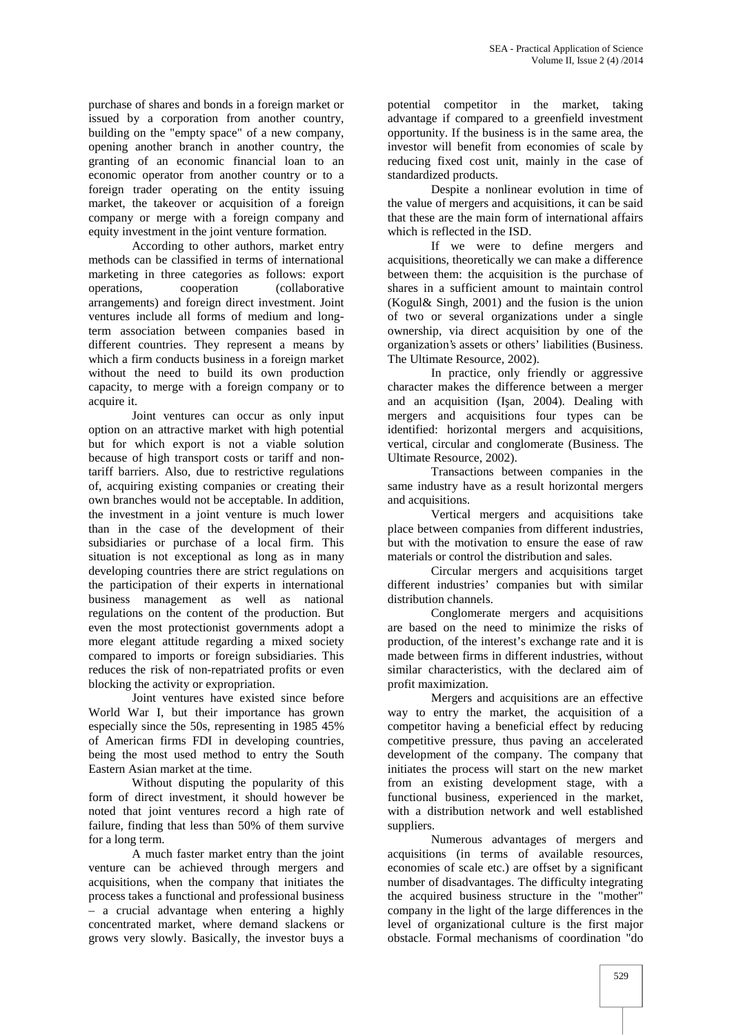purchase of shares and bonds in a foreign market or issued by a corporation from another country, building on the "empty space" of a new company, opening another branch in another country, the granting of an economic financial loan to an economic operator from another country or to a foreign trader operating on the entity issuing market, the takeover or acquisition of a foreign company or merge with a foreign company and equity investment in the joint venture formation.

According to other authors, market entry methods can be classified in terms of international marketing in three categories as follows: export operations, cooperation (collaborative arrangements) and foreign direct investment. Joint ventures include all forms of medium and long-term association between companies based in different countries. They represent a means by which a firm conducts business in a foreign market without the need to build its own production capacity, to merge with a foreign company or to acquire it.

Joint ventures can occur as only input option on an attractive market with high potential but for which export is not a viable solution because of high transport costs or tariff and non-tariff barriers. Also, due to restrictive regulations of, acquiring existing companies or creating their own branches would not be acceptable. In addition, the investment in a joint venture is much lower than in the case of the development of their subsidiaries or purchase of a local firm. This situation is not exceptional as long as in many developing countries there are strict regulations on the participation of their experts in international business management as well as national regulations on the content of the production. But even the most protectionist governments adopt a more elegant attitude regarding a mixed society compared to imports or foreign subsidiaries. This reduces the risk of non-repatriated profits or even blocking the activity or expropriation.

Joint ventures have existed since before World War I, but their importance has grown especially since the 50s, representing in 1985 45% of American firms FDI in developing countries, being the most used method to entry the South Eastern Asian market at the time.

Without disputing the popularity of this form of direct investment, it should however be noted that joint ventures record a high rate of failure, finding that less than 50% of them survive for a long term.

A much faster market entry than the joint venture can be achieved through mergers and acquisitions, when the company that initiates the process takes a functional and professional business – a crucial advantage when entering a highly concentrated market, where demand slackens or grows very slowly. Basically, the investor buys a potential competitor in the market, taking advantage if compared to a greenfield investment opportunity. If the business is in the same area, the investor will benefit from economies of scale by reducing fixed cost unit, mainly in the case of standardized products.

Despite a nonlinear evolution in time of the value of mergers and acquisitions, it can be said that these are the main form of international affairs which is reflected in the ISD.

If we were to define mergers and acquisitions, theoretically we can make a difference between them: the acquisition is the purchase of shares in a sufficient amount to maintain control (Kogul& Singh, 2001) and the fusion is the union of two or several organizations under a single ownership, via direct acquisition by one of the organization's assets or others' liabilities (Business. The Ultimate Resource, 2002).

In practice, only friendly or aggressive character makes the difference between a merger and an acquisition (Işan, 2004). Dealing with mergers and acquisitions four types can be identified: horizontal mergers and acquisitions, vertical, circular and conglomerate (Business. The Ultimate Resource, 2002).

Transactions between companies in the same industry have as a result horizontal mergers and acquisitions.

Vertical mergers and acquisitions take place between companies from different industries, but with the motivation to ensure the ease of raw materials or control the distribution and sales.

Circular mergers and acquisitions target different industries' companies but with similar distribution channels.

Conglomerate mergers and acquisitions are based on the need to minimize the risks of production, of the interest's exchange rate and it is made between firms in different industries, without similar characteristics, with the declared aim of profit maximization.

Mergers and acquisitions are an effective way to entry the market, the acquisition of a competitor having a beneficial effect by reducing competitive pressure, thus paving an accelerated development of the company. The company that initiates the process will start on the new market from an existing development stage, with a functional business, experienced in the market, with a distribution network and well established suppliers.

Numerous advantages of mergers and acquisitions (in terms of available resources, economies of scale etc.) are offset by a significant number of disadvantages. The difficulty integrating the acquired business structure in the "mother" company in the light of the large differences in the level of organizational culture is the first major obstacle. Formal mechanisms of coordination "do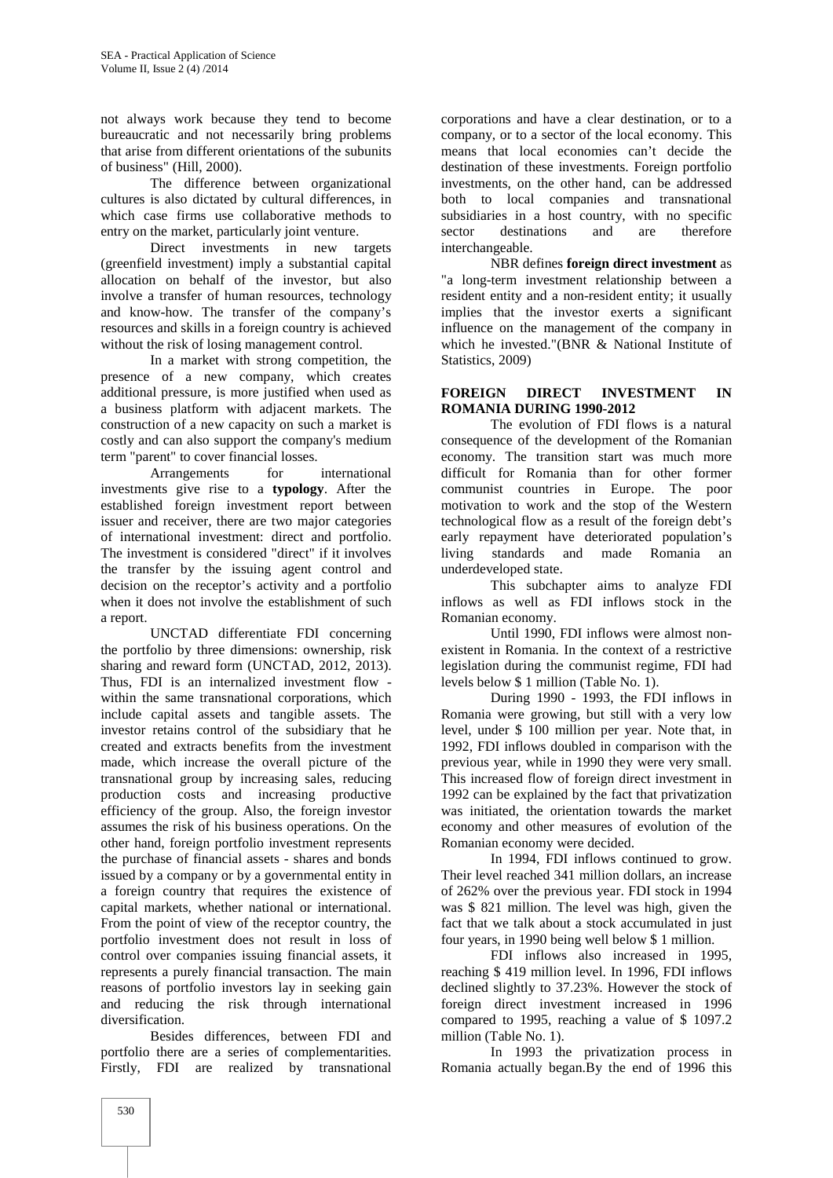not always work because they tend to become bureaucratic and not necessarily bring problems that arise from different orientations of the subunits of business" (Hill, 2000).

The difference between organizational cultures is also dictated by cultural differences, in which case firms use collaborative methods to entry on the market, particularly joint venture.

Direct investments in new targets (greenfield investment) imply a substantial capital allocation on behalf of the investor, but also involve a transfer of human resources, technology and know-how. The transfer of the company's resources and skills in a foreign country is achieved without the risk of losing management control.

In a market with strong competition, the presence of a new company, which creates additional pressure, is more justified when used as a business platform with adjacent markets. The construction of a new capacity on such a market is costly and can also support the company's medium term "parent" to cover financial losses.

Arrangements for international investments give rise to a **typology**. After the established foreign investment report between issuer and receiver, there are two major categories of international investment: direct and portfolio. The investment is considered "direct" if it involves the transfer by the issuing agent control and decision on the receptor's activity and a portfolio when it does not involve the establishment of such a report.

UNCTAD differentiate FDI concerning the portfolio by three dimensions: ownership, risk sharing and reward form (UNCTAD, 2012, 2013). Thus, FDI is an internalized investment flow - within the same transnational corporations, which include capital assets and tangible assets. The investor retains control of the subsidiary that he created and extracts benefits from the investment made, which increase the overall picture of the transnational group by increasing sales, reducing production costs and increasing productive efficiency of the group. Also, the foreign investor assumes the risk of his business operations. On the other hand, foreign portfolio investment represents the purchase of financial assets - shares and bonds issued by a company or by a governmental entity in a foreign country that requires the existence of capital markets, whether national or international. From the point of view of the receptor country, the portfolio investment does not result in loss of control over companies issuing financial assets, it represents a purely financial transaction. The main reasons of portfolio investors lay in seeking gain and reducing the risk through international diversification.

Besides differences, between FDI and portfolio there are a series of complementarities. Firstly, FDI are realized by transnational corporations and have a clear destination, or to a company, or to a sector of the local economy. This means that local economies can't decide the destination of these investments. Foreign portfolio investments, on the other hand, can be addressed both to local companies and transnational subsidiaries in a host country, with no specific sector destinations and are therefore interchangeable.

NBR defines **foreign direct investment** as "a long-term investment relationship between a resident entity and a non-resident entity; it usually implies that the investor exerts a significant influence on the management of the company in which he invested."(BNR & National Institute of Statistics, 2009)

## FOREIGN DIRECT INVESTMENT IN ROMANIA DURING 1990-2012

The evolution of FDI flows is a natural consequence of the development of the Romanian economy. The transition start was much more difficult for Romania than for other former communist countries in Europe. The poor motivation to work and the stop of the Western technological flow as a result of the foreign debt's early repayment have deteriorated population's living standards and made Romania an underdeveloped state.

This subchapter aims to analyze FDI inflows as well as FDI inflows stock in the Romanian economy.

Until 1990, FDI inflows were almost non-existent in Romania. In the context of a restrictive legislation during the communist regime, FDI had levels below $ 1 million (Table No. 1).

During 1990 - 1993, the FDI inflows in Romania were growing, but still with a very low level, under $ 100 million per year. Note that, in 1992, FDI inflows doubled in comparison with the previous year, while in 1990 they were very small. This increased flow of foreign direct investment in 1992 can be explained by the fact that privatization was initiated, the orientation towards the market economy and other measures of evolution of the Romanian economy were decided.

In 1994, FDI inflows continued to grow. Their level reached 341 million dollars, an increase of 262% over the previous year. FDI stock in 1994 was $ 821 million. The level was high, given the fact that we talk about a stock accumulated in just four years, in 1990 being well below $ 1 million.

FDI inflows also increased in 1995, reaching $ 419 million level. In 1996, FDI inflows declined slightly to 37.23%. However the stock of foreign direct investment increased in 1996 compared to 1995, reaching a value of $ 1097.2 million (Table No. 1).

In 1993 the privatization process in Romania actually began.By the end of 1996 this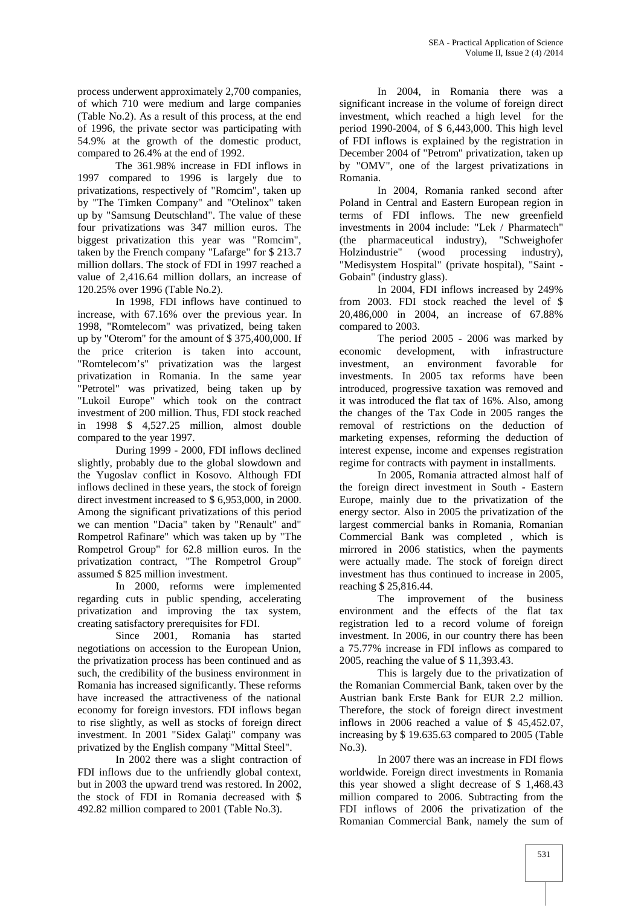process underwent approximately 2,700 companies, of which 710 were medium and large companies (Table No.2). As a result of this process, at the end of 1996, the private sector was participating with 54.9% at the growth of the domestic product, compared to 26.4% at the end of 1992.

The 361.98% increase in FDI inflows in 1997 compared to 1996 is largely due to privatizations, respectively of "Romcim", taken up by "The Timken Company" and "Otelinox" taken up by "Samsung Deutschland". The value of these four privatizations was 347 million euros. The biggest privatization this year was "Romcim", taken by the French company "Lafarge" for $ 213.7 million dollars. The stock of FDI in 1997 reached a value of 2,416.64 million dollars, an increase of 120.25% over 1996 (Table No.2).

In 1998, FDI inflows have continued to increase, with 67.16% over the previous year. In 1998, "Romtelecom" was privatized, being taken up by "Oterom" for the amount of $ 375,400,000. If the price criterion is taken into account, "Romtelecom's" privatization was the largest privatization in Romania. In the same year "Petrotel" was privatized, being taken up by "Lukoil Europe" which took on the contract investment of 200 million. Thus, FDI stock reached in 1998 $ 4,527.25 million, almost double compared to the year 1997.

During 1999 - 2000, FDI inflows declined slightly, probably due to the global slowdown and the Yugoslav conflict in Kosovo. Although FDI inflows declined in these years, the stock of foreign direct investment increased to $ 6,953,000, in 2000. Among the significant privatizations of this period we can mention "Dacia" taken by "Renault" and" Rompetrol Rafinare" which was taken up by "The Rompetrol Group" for 62.8 million euros. In the privatization contract, "The Rompetrol Group" assumed $ 825 million investment.

In 2000, reforms were implemented regarding cuts in public spending, accelerating privatization and improving the tax system, creating satisfactory prerequisites for FDI.

Since 2001, Romania has started negotiations on accession to the European Union, the privatization process has been continued and as such, the credibility of the business environment in Romania has increased significantly. These reforms have increased the attractiveness of the national economy for foreign investors. FDI inflows began to rise slightly, as well as stocks of foreign direct investment. In 2001 "Sidex Galaţi" company was privatized by the English company "Mittal Steel".

In 2002 there was a slight contraction of FDI inflows due to the unfriendly global context, but in 2003 the upward trend was restored. In 2002, the stock of FDI in Romania decreased with $ 492.82 million compared to 2001 (Table No.3).

In 2004, in Romania there was a significant increase in the volume of foreign direct investment, which reached a high level for the period 1990-2004, of $ 6,443,000. This high level of FDI inflows is explained by the registration in December 2004 of "Petrom" privatization, taken up by "OMV", one of the largest privatizations in Romania.

In 2004, Romania ranked second after Poland in Central and Eastern European region in terms of FDI inflows. The new greenfield investments in 2004 include: "Lek / Pharmatech" (the pharmaceutical industry), "Schweighofer Holzindustrie" (wood processing industry), "Medisystem Hospital" (private hospital), "Saint - Gobain" (industry glass).

In 2004, FDI inflows increased by 249% from 2003. FDI stock reached the level of $ 20,486,000 in 2004, an increase of 67.88% compared to 2003.

The period 2005 - 2006 was marked by economic development, with infrastructure investment, an environment favorable for investments. In 2005 tax reforms have been introduced, progressive taxation was removed and it was introduced the flat tax of 16%. Also, among the changes of the Tax Code in 2005 ranges the removal of restrictions on the deduction of marketing expenses, reforming the deduction of interest expense, income and expenses registration regime for contracts with payment in installments.

In 2005, Romania attracted almost half of the foreign direct investment in South - Eastern Europe, mainly due to the privatization of the energy sector. Also in 2005 the privatization of the largest commercial banks in Romania, Romanian Commercial Bank was completed , which is mirrored in 2006 statistics, when the payments were actually made. The stock of foreign direct investment has thus continued to increase in 2005, reaching $ 25,816.44.

The improvement of the business environment and the effects of the flat tax registration led to a record volume of foreign investment. In 2006, in our country there has been a 75.77% increase in FDI inflows as compared to 2005, reaching the value of $ 11,393.43.

This is largely due to the privatization of the Romanian Commercial Bank, taken over by the Austrian bank Erste Bank for EUR 2.2 million. Therefore, the stock of foreign direct investment inflows in 2006 reached a value of $ 45,452.07, increasing by $ 19.635.63 compared to 2005 (Table No.3).

In 2007 there was an increase in FDI flows worldwide. Foreign direct investments in Romania this year showed a slight decrease of $ 1,468.43 million compared to 2006. Subtracting from the FDI inflows of 2006 the privatization of the Romanian Commercial Bank, namely the sum of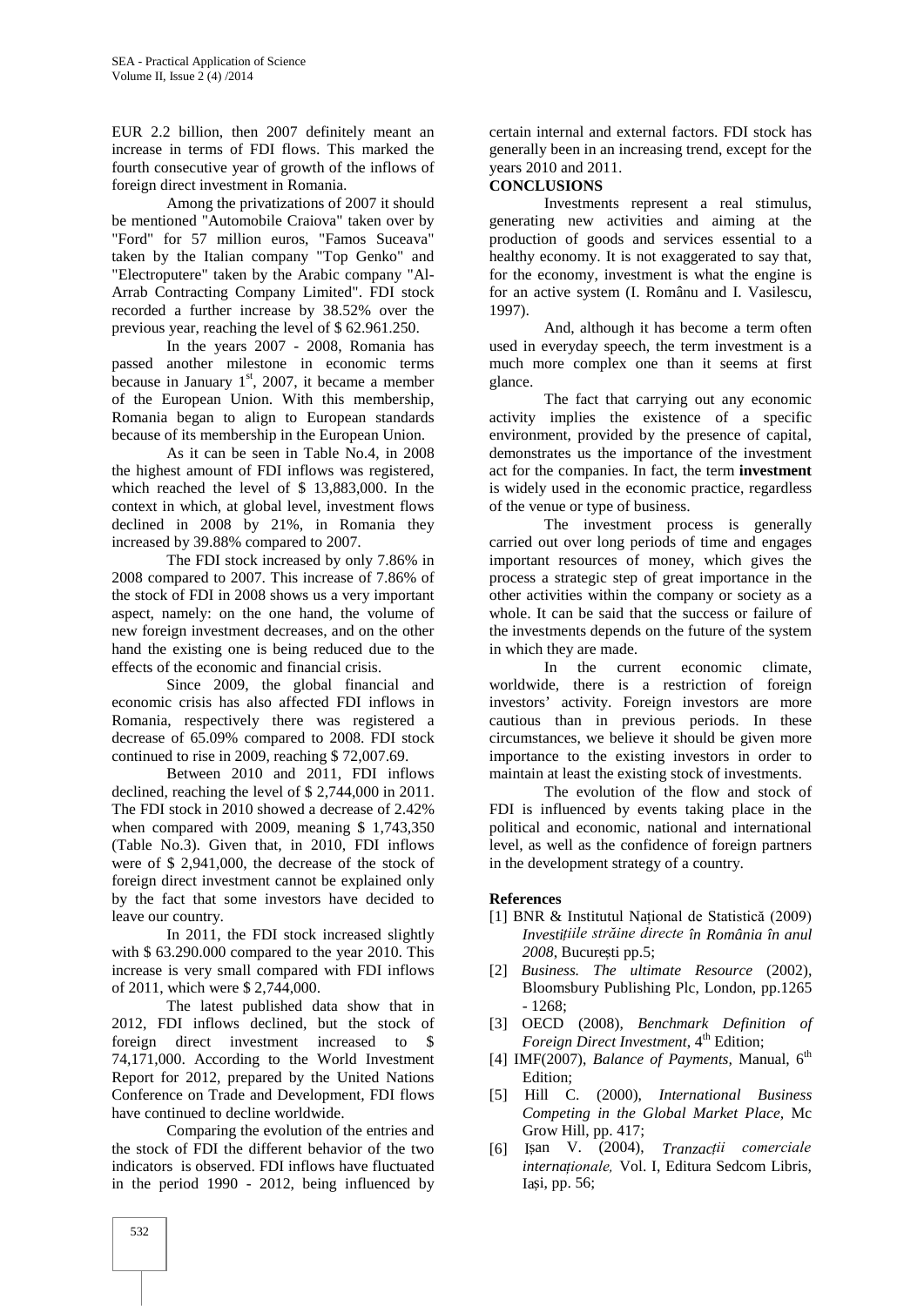EUR 2.2 billion, then 2007 definitely meant an increase in terms of FDI flows. This marked the fourth consecutive year of growth of the inflows of foreign direct investment in Romania.

Among the privatizations of 2007 it should be mentioned "Automobile Craiova" taken over by "Ford" for 57 million euros, "Famos Suceava" taken by the Italian company "Top Genko" and "Electroputere" taken by the Arabic company "Al-Arrab Contracting Company Limited". FDI stock recorded a further increase by 38.52% over the previous year, reaching the level of $ 62.961.250.

In the years 2007 - 2008, Romania has passed another milestone in economic terms because in January 1st, 2007, it became a member of the European Union. With this membership, Romania began to align to European standards because of its membership in the European Union.

As it can be seen in Table No.4, in 2008 the highest amount of FDI inflows was registered, which reached the level of $ 13,883,000. In the context in which, at global level, investment flows declined in 2008 by 21%, in Romania they increased by 39.88% compared to 2007.

The FDI stock increased by only 7.86% in 2008 compared to 2007. This increase of 7.86% of the stock of FDI in 2008 shows us a very important aspect, namely: on the one hand, the volume of new foreign investment decreases, and on the other hand the existing one is being reduced due to the effects of the economic and financial crisis.

Since 2009, the global financial and economic crisis has also affected FDI inflows in Romania, respectively there was registered a decrease of 65.09% compared to 2008. FDI stock continued to rise in 2009, reaching $ 72,007.69.

Between 2010 and 2011, FDI inflows declined, reaching the level of $ 2,744,000 in 2011. The FDI stock in 2010 showed a decrease of 2.42% when compared with 2009, meaning $ 1,743,350 (Table No.3). Given that, in 2010, FDI inflows were of $ 2,941,000, the decrease of the stock of foreign direct investment cannot be explained only by the fact that some investors have decided to leave our country.

In 2011, the FDI stock increased slightly with $ 63.290.000 compared to the year 2010. This increase is very small compared with FDI inflows of 2011, which were $ 2,744,000.

The latest published data show that in 2012, FDI inflows declined, but the stock of foreign direct investment increased to $ 74,171,000. According to the World Investment Report for 2012, prepared by the United Nations Conference on Trade and Development, FDI flows have continued to decline worldwide.

Comparing the evolution of the entries and the stock of FDI the different behavior of the two indicators is observed. FDI inflows have fluctuated in the period 1990 - 2012, being influenced by certain internal and external factors. FDI stock has generally been in an increasing trend, except for the years 2010 and 2011.

## CONCLUSIONS

Investments represent a real stimulus, generating new activities and aiming at the production of goods and services essential to a healthy economy. It is not exaggerated to say that, for the economy, investment is what the engine is for an active system (I. Românu and I. Vasilescu, 1997).

And, although it has become a term often used in everyday speech, the term investment is a much more complex one than it seems at first glance.

The fact that carrying out any economic activity implies the existence of a specific environment, provided by the presence of capital, demonstrates us the importance of the investment act for the companies. In fact, the term **investment** is widely used in the economic practice, regardless of the venue or type of business.

The investment process is generally carried out over long periods of time and engages important resources of money, which gives the process a strategic step of great importance in the other activities within the company or society as a whole. It can be said that the success or failure of the investments depends on the future of the system in which they are made.

In the current economic climate, worldwide, there is a restriction of foreign investors' activity. Foreign investors are more cautious than in previous periods. In these circumstances, we believe it should be given more importance to the existing investors in order to maintain at least the existing stock of investments.

The evolution of the flow and stock of FDI is influenced by events taking place in the political and economic, national and international level, as well as the confidence of foreign partners in the development strategy of a country.

## References

[1] BNR & Institutul Național de Statistică (2009) *Investițiile străine directe în România în anul 2008*, București pp.5;

[2] *Business. The ultimate Resource* (2002), Bloomsbury Publishing Plc, London, pp.1265 - 1268;

[3] OECD (2008), *Benchmark Definition of Foreign Direct Investment*, 4th Edition;

[4] IMF(2007), *Balance of Payments*, Manual, 6th Edition;

[5] Hill C. (2000), *International Business Competing in the Global Market Place,* Mc Grow Hill, pp. 417;

[6] Ișan V. (2004), *Tranzacții comerciale internaționale,* Vol. I, Editura Sedcom Libris, Iași, pp. 56;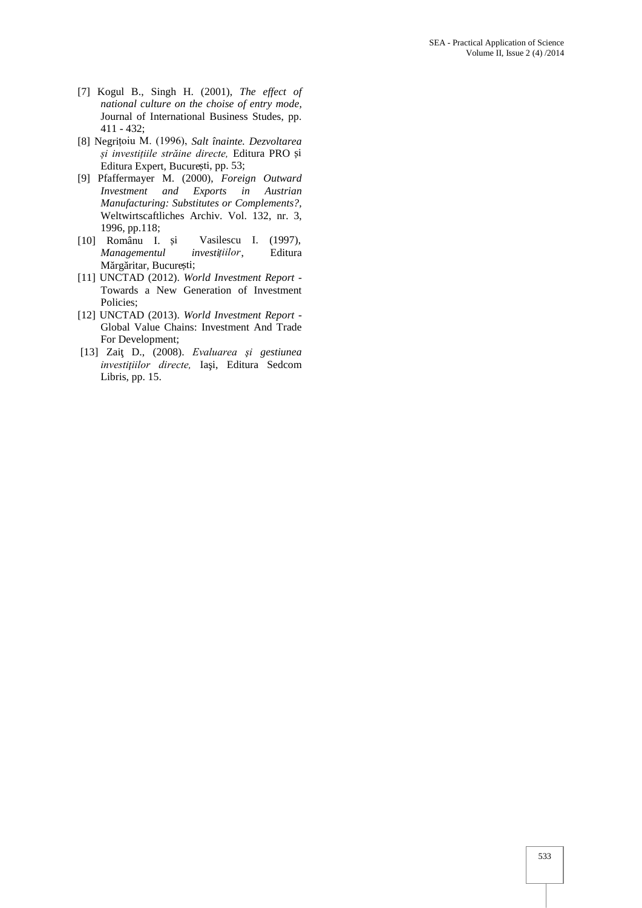[7] Kogul B., Singh H. (2001), *The effect of national culture on the choise of entry mode*, Journal of International Business Studes, pp. 411 - 432;

[8] Negrițoiu M. (1996), *Salt înainte. Dezvoltarea și investițiile străine directe,* Editura PRO și Editura Expert, București, pp. 53;

[9] Pfaffermayer M. (2000), *Foreign Outward Investment and Exports in Austrian Manufacturing: Substitutes or Complements?,* Weltwirtscaftliches Archiv. Vol. 132, nr. 3, 1996, pp.118;

[10] Românu I. și Vasilescu I. (1997), *Managementul investițiilor*, Editura Mărgăritar, București;

[11] UNCTAD (2012). *World Investment Report* - Towards a New Generation of Investment Policies;

[12] UNCTAD (2013). *World Investment Report* - Global Value Chains: Investment And Trade For Development;

[13] Zaiţ D., (2008). *Evaluarea şi gestiunea investițiilor directe,* Iaşi, Editura Sedcom Libris, pp. 15.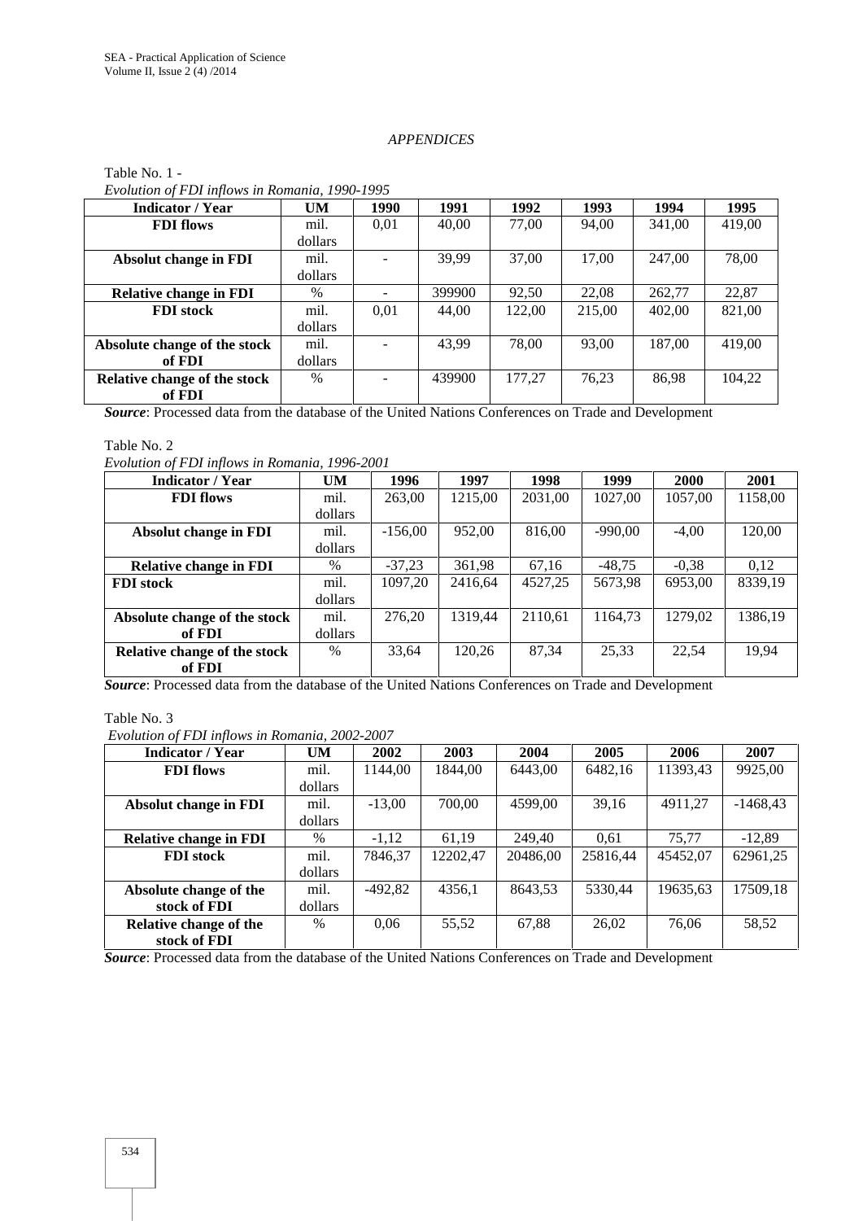*APPENDICES*

Table No. 1 -
*Evolution of FDI inflows in Romania, 1990-1995*

| Indicator / Year | UM | 1990 | 1991 | 1992 | 1993 | 1994 | 1995 |
|---|---|---|---|---|---|---|---|
| **FDI flows** | mil. dollars | 0,01 | 40,00 | 77,00 | 94,00 | 341,00 | 419,00 |
| **Absolut change in FDI** | mil. dollars | - | 39,99 | 37,00 | 17,00 | 247,00 | 78,00 |
| **Relative change in FDI** | % | - | 399900 | 92,50 | 22,08 | 262,77 | 22,87 |
| **FDI stock** | mil. dollars | 0,01 | 44,00 | 122,00 | 215,00 | 402,00 | 821,00 |
| **Absolute change of the stock of FDI** | mil. dollars | - | 43,99 | 78,00 | 93,00 | 187,00 | 419,00 |
| **Relative change of the stock of FDI** | % | - | 439900 | 177,27 | 76,23 | 86,98 | 104,22 |

***Source***: Processed data from the database of the United Nations Conferences on Trade and Development

Table No. 2
*Evolution of FDI inflows in Romania, 1996-2001*

| Indicator / Year | UM | 1996 | 1997 | 1998 | 1999 | 2000 | 2001 |
|---|---|---|---|---|---|---|---|
| **FDI flows** | mil. dollars | 263,00 | 1215,00 | 2031,00 | 1027,00 | 1057,00 | 1158,00 |
| **Absolut change in FDI** | mil. dollars | -156,00 | 952,00 | 816,00 | -990,00 | -4,00 | 120,00 |
| **Relative change in FDI** | % | -37,23 | 361,98 | 67,16 | -48,75 | -0,38 | 0,12 |
| **FDI stock** | mil. dollars | 1097,20 | 2416,64 | 4527,25 | 5673,98 | 6953,00 | 8339,19 |
| **Absolute change of the stock of FDI** | mil. dollars | 276,20 | 1319,44 | 2110,61 | 1164,73 | 1279,02 | 1386,19 |
| **Relative change of the stock of FDI** | % | 33,64 | 120,26 | 87,34 | 25,33 | 22,54 | 19,94 |

***Source***: Processed data from the database of the United Nations Conferences on Trade and Development

Table No. 3
*Evolution of FDI inflows in Romania, 2002-2007*

| Indicator / Year | UM | 2002 | 2003 | 2004 | 2005 | 2006 | 2007 |
|---|---|---|---|---|---|---|---|
| **FDI flows** | mil. dollars | 1144,00 | 1844,00 | 6443,00 | 6482,16 | 11393,43 | 9925,00 |
| **Absolut change in FDI** | mil. dollars | -13,00 | 700,00 | 4599,00 | 39,16 | 4911,27 | -1468,43 |
| **Relative change in FDI** | % | -1,12 | 61,19 | 249,40 | 0,61 | 75,77 | -12,89 |
| **FDI stock** | mil. dollars | 7846,37 | 12202,47 | 20486,00 | 25816,44 | 45452,07 | 62961,25 |
| **Absolute change of the stock of FDI** | mil. dollars | -492,82 | 4356,1 | 8643,53 | 5330,44 | 19635,63 | 17509,18 |
| **Relative change of the stock of FDI** | % | 0,06 | 55,52 | 67,88 | 26,02 | 76,06 | 58,52 |

***Source***: Processed data from the database of the United Nations Conferences on Trade and Development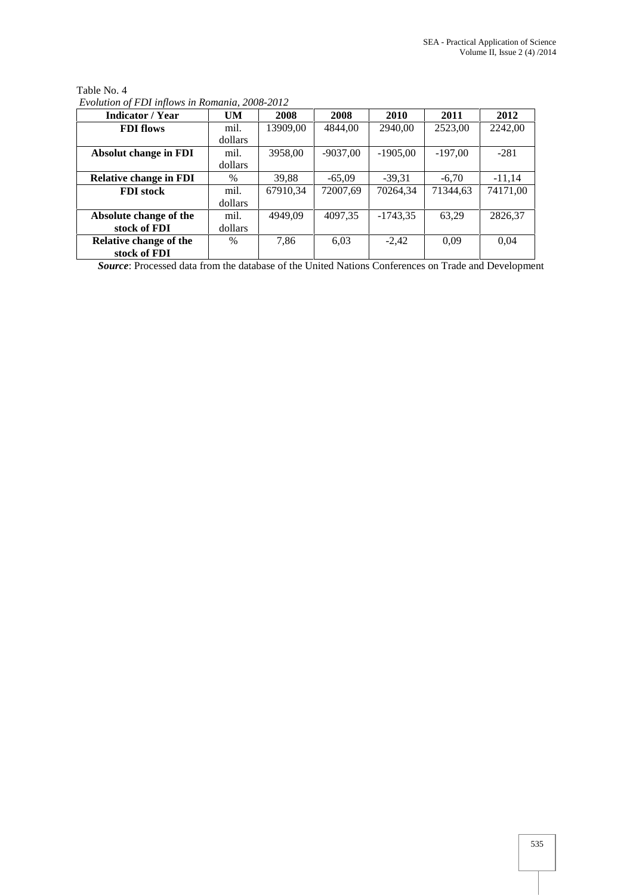Table No. 4

*Evolution of FDI inflows in Romania, 2008-2012*

| Indicator / Year | UM | 2008 | 2008 | 2010 | 2011 | 2012 |
|---|---|---|---|---|---|---|
| **FDI flows** | mil. dollars | 13909,00 | 4844,00 | 2940,00 | 2523,00 | 2242,00 |
| **Absolut change in FDI** | mil. dollars | 3958,00 | -9037,00 | -1905,00 | -197,00 | -281 |
| **Relative change in FDI** | % | 39,88 | -65,09 | -39,31 | -6,70 | -11,14 |
| **FDI stock** | mil. dollars | 67910,34 | 72007,69 | 70264,34 | 71344,63 | 74171,00 |
| **Absolute change of the stock of FDI** | mil. dollars | 4949,09 | 4097,35 | -1743,35 | 63,29 | 2826,37 |
| **Relative change of the stock of FDI** | % | 7,86 | 6,03 | -2,42 | 0,09 | 0,04 |

***Source***: Processed data from the database of the United Nations Conferences on Trade and Development